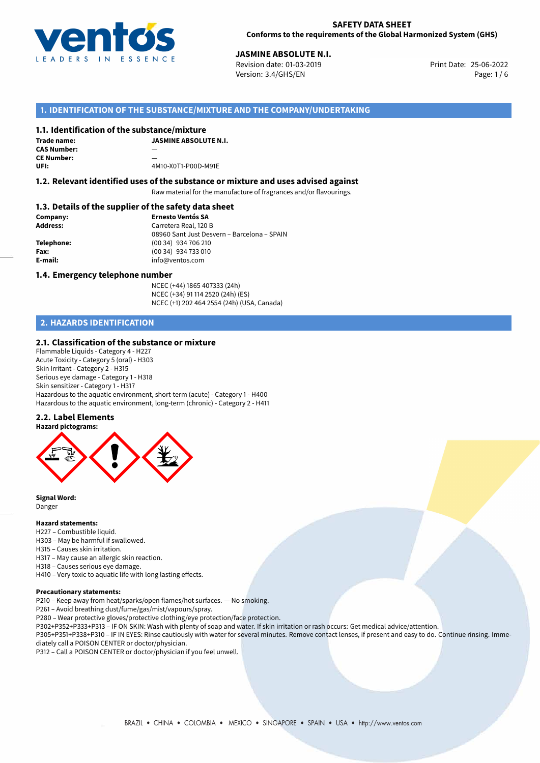**SAFETY DATA SHEET**
**Conforms to the requirements of the Global Harmonized System (GHS)**

**JASMINE ABSOLUTE N.I.**
Revision date: 01-03-2019
Version: 3.4/GHS/EN
Print Date: 25-06-2022

## 1. IDENTIFICATION OF THE SUBSTANCE/MIXTURE AND THE COMPANY/UNDERTAKING

### 1.1. Identification of the substance/mixture

**Trade name:** **JASMINE ABSOLUTE N.I.**
**CAS Number:** —
**CE Number:** —
**UFI:** 4M10-X0T1-P00D-M91E

### 1.2. Relevant identified uses of the substance or mixture and uses advised against

Raw material for the manufacture of fragrances and/or flavourings.

### 1.3. Details of the supplier of the safety data sheet

**Company:** **Ernesto Ventós SA**
**Address:** Carretera Real, 120 B
08960 Sant Just Desvern – Barcelona – SPAIN
**Telephone:** (00 34) 934 706 210
**Fax:** (00 34) 934 733 010
**E-mail:** info@ventos.com

### 1.4. Emergency telephone number

NCEC (+44) 1865 407333 (24h)
NCEC (+34) 91 114 2520 (24h) (ES)
NCEC (+1) 202 464 2554 (24h) (USA, Canada)

## 2. HAZARDS IDENTIFICATION

### 2.1. Classification of the substance or mixture

Flammable Liquids - Category 4 - H227
Acute Toxicity - Category 5 (oral) - H303
Skin Irritant - Category 2 - H315
Serious eye damage - Category 1 - H318
Skin sensitizer - Category 1 - H317
Hazardous to the aquatic environment, short-term (acute) - Category 1 - H400
Hazardous to the aquatic environment, long-term (chronic) - Category 2 - H411

### 2.2. Label Elements

**Hazard pictograms:**

**Signal Word:**
Danger

**Hazard statements:**
H227 – Combustible liquid.
H303 – May be harmful if swallowed.
H315 – Causes skin irritation.
H317 – May cause an allergic skin reaction.
H318 – Causes serious eye damage.
H410 – Very toxic to aquatic life with long lasting effects.

**Precautionary statements:**
P210 – Keep away from heat/sparks/open flames/hot surfaces. — No smoking.
P261 – Avoid breathing dust/fume/gas/mist/vapours/spray.
P280 – Wear protective gloves/protective clothing/eye protection/face protection.
P302+P352+P333+P313 – IF ON SKIN: Wash with plenty of soap and water. If skin irritation or rash occurs: Get medical advice/attention.
P305+P351+P338+P310 – IF IN EYES: Rinse cautiously with water for several minutes. Remove contact lenses, if present and easy to do. Continue rinsing. Immediately call a POISON CENTER or doctor/physician.
P312 – Call a POISON CENTER or doctor/physician if you feel unwell.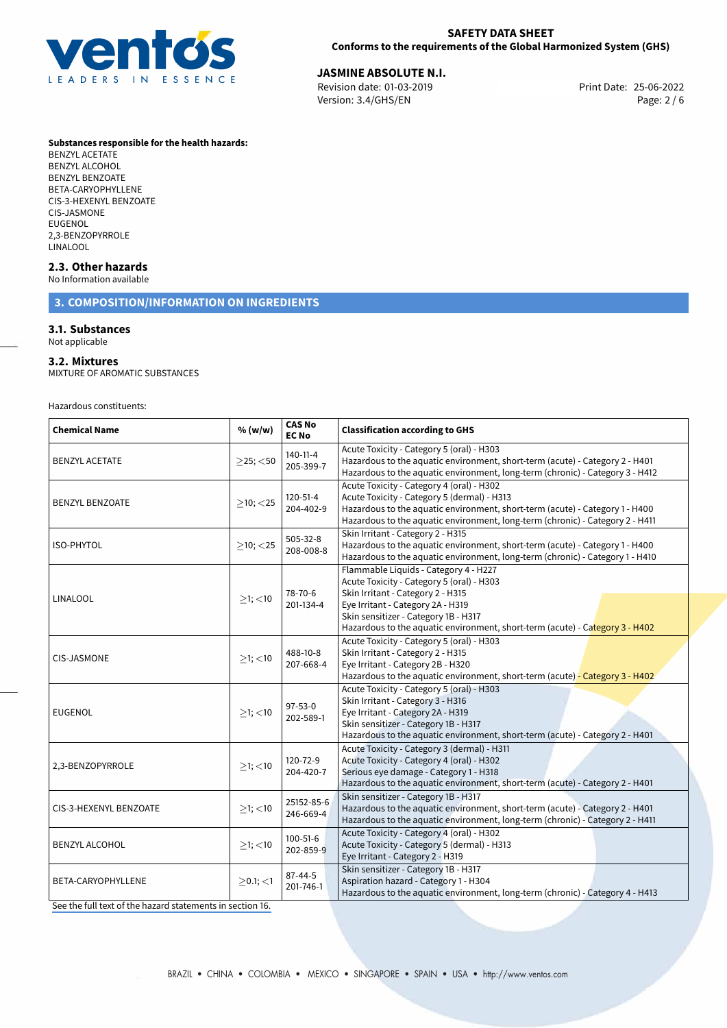**Substances responsible for the health hazards:**
BENZYL ACETATE
BENZYL ALCOHOL
BENZYL BENZOATE
BETA-CARYOPHYLLENE
CIS-3-HEXENYL BENZOATE
CIS-JASMONE
EUGENOL
2,3-BENZOPYRROLE
LINALOOL

### 2.3. Other hazards

No Information available

## 3. COMPOSITION/INFORMATION ON INGREDIENTS

### 3.1. Substances

Not applicable

### 3.2. Mixtures

MIXTURE OF AROMATIC SUBSTANCES

Hazardous constituents:

| Chemical Name | % (w/w) | CAS No EC No | Classification according to GHS |
|---|---|---|---|
| BENZYL ACETATE | ≥25; <50 | 140-11-4 205-399-7 | Acute Toxicity - Category 5 (oral) - H303<br>Hazardous to the aquatic environment, short-term (acute) - Category 2 - H401<br>Hazardous to the aquatic environment, long-term (chronic) - Category 3 - H412 |
| BENZYL BENZOATE | ≥10; <25 | 120-51-4 204-402-9 | Acute Toxicity - Category 4 (oral) - H302<br>Acute Toxicity - Category 5 (dermal) - H313<br>Hazardous to the aquatic environment, short-term (acute) - Category 1 - H400<br>Hazardous to the aquatic environment, long-term (chronic) - Category 2 - H411 |
| ISO-PHYTOL | ≥10; <25 | 505-32-8 208-008-8 | Skin Irritant - Category 2 - H315<br>Hazardous to the aquatic environment, short-term (acute) - Category 1 - H400<br>Hazardous to the aquatic environment, long-term (chronic) - Category 1 - H410 |
| LINALOOL | ≥1; <10 | 78-70-6 201-134-4 | Flammable Liquids - Category 4 - H227<br>Acute Toxicity - Category 5 (oral) - H303<br>Skin Irritant - Category 2 - H315<br>Eye Irritant - Category 2A - H319<br>Skin sensitizer - Category 1B - H317<br>Hazardous to the aquatic environment, short-term (acute) - Category 3 - H402 |
| CIS-JASMONE | ≥1; <10 | 488-10-8 207-668-4 | Acute Toxicity - Category 5 (oral) - H303<br>Skin Irritant - Category 2 - H315<br>Eye Irritant - Category 2B - H320<br>Hazardous to the aquatic environment, short-term (acute) - Category 3 - H402 |
| EUGENOL | ≥1; <10 | 97-53-0 202-589-1 | Acute Toxicity - Category 5 (oral) - H303<br>Skin Irritant - Category 3 - H316<br>Eye Irritant - Category 2A - H319<br>Skin sensitizer - Category 1B - H317<br>Hazardous to the aquatic environment, short-term (acute) - Category 2 - H401 |
| 2,3-BENZOPYRROLE | ≥1; <10 | 120-72-9 204-420-7 | Acute Toxicity - Category 3 (dermal) - H311<br>Acute Toxicity - Category 4 (oral) - H302<br>Serious eye damage - Category 1 - H318<br>Hazardous to the aquatic environment, short-term (acute) - Category 2 - H401 |
| CIS-3-HEXENYL BENZOATE | ≥1; <10 | 25152-85-6 246-669-4 | Skin sensitizer - Category 1B - H317<br>Hazardous to the aquatic environment, short-term (acute) - Category 2 - H401<br>Hazardous to the aquatic environment, long-term (chronic) - Category 2 - H411 |
| BENZYL ALCOHOL | ≥1; <10 | 100-51-6 202-859-9 | Acute Toxicity - Category 4 (oral) - H302<br>Acute Toxicity - Category 5 (dermal) - H313<br>Eye Irritant - Category 2 - H319 |
| BETA-CARYOPHYLLENE | ≥0.1; <1 | 87-44-5 201-746-1 | Skin sensitizer - Category 1B - H317<br>Aspiration hazard - Category 1 - H304<br>Hazardous to the aquatic environment, long-term (chronic) - Category 4 - H413 |

See the full text of the hazard statements in section 16.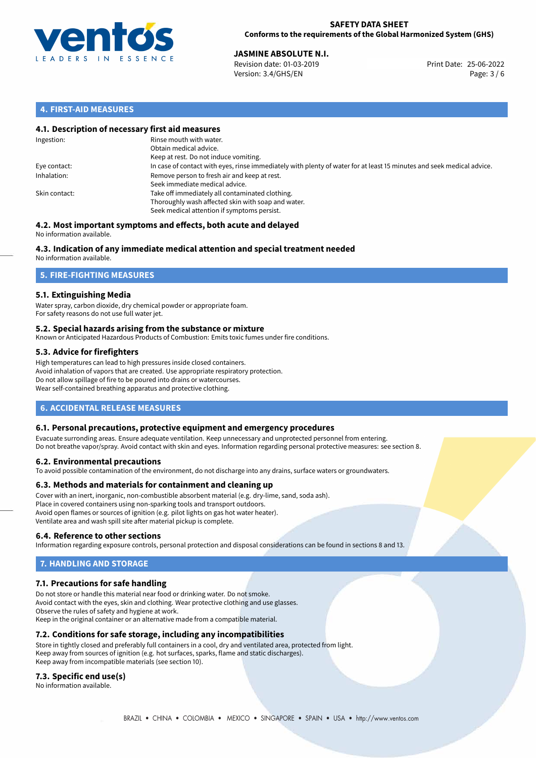## 4. FIRST-AID MEASURES

### 4.1. Description of necessary first aid measures

| | |
|---|---|
| Ingestion: | Rinse mouth with water.<br>Obtain medical advice.<br>Keep at rest. Do not induce vomiting. |
| Eye contact: | In case of contact with eyes, rinse immediately with plenty of water for at least 15 minutes and seek medical advice. |
| Inhalation: | Remove person to fresh air and keep at rest.<br>Seek immediate medical advice. |
| Skin contact: | Take off immediately all contaminated clothing.<br>Thoroughly wash affected skin with soap and water.<br>Seek medical attention if symptoms persist. |

### 4.2. Most important symptoms and effects, both acute and delayed

No information available.

### 4.3. Indication of any immediate medical attention and special treatment needed

No information available.

## 5. FIRE-FIGHTING MEASURES

### 5.1. Extinguishing Media

Water spray, carbon dioxide, dry chemical powder or appropriate foam.
For safety reasons do not use full water jet.

### 5.2. Special hazards arising from the substance or mixture

Known or Anticipated Hazardous Products of Combustion: Emits toxic fumes under fire conditions.

### 5.3. Advice for firefighters

High temperatures can lead to high pressures inside closed containers.
Avoid inhalation of vapors that are created. Use appropriate respiratory protection.
Do not allow spillage of fire to be poured into drains or watercourses.
Wear self-contained breathing apparatus and protective clothing.

## 6. ACCIDENTAL RELEASE MEASURES

### 6.1. Personal precautions, protective equipment and emergency procedures

Evacuate surronding areas. Ensure adequate ventilation. Keep unnecessary and unprotected personnel from entering.
Do not breathe vapor/spray. Avoid contact with skin and eyes. Information regarding personal protective measures: see section 8.

### 6.2. Environmental precautions

To avoid possible contamination of the environment, do not discharge into any drains, surface waters or groundwaters.

### 6.3. Methods and materials for containment and cleaning up

Cover with an inert, inorganic, non-combustible absorbent material (e.g. dry-lime, sand, soda ash).
Place in covered containers using non-sparking tools and transport outdoors.
Avoid open flames or sources of ignition (e.g. pilot lights on gas hot water heater).
Ventilate area and wash spill site after material pickup is complete.

### 6.4. Reference to other sections

Information regarding exposure controls, personal protection and disposal considerations can be found in sections 8 and 13.

## 7. HANDLING AND STORAGE

### 7.1. Precautions for safe handling

Do not store or handle this material near food or drinking water. Do not smoke.
Avoid contact with the eyes, skin and clothing. Wear protective clothing and use glasses.
Observe the rules of safety and hygiene at work.
Keep in the original container or an alternative made from a compatible material.

### 7.2. Conditions for safe storage, including any incompatibilities

Store in tightly closed and preferably full containers in a cool, dry and ventilated area, protected from light.
Keep away from sources of ignition (e.g. hot surfaces, sparks, flame and static discharges).
Keep away from incompatible materials (see section 10).

### 7.3. Specific end use(s)

No information available.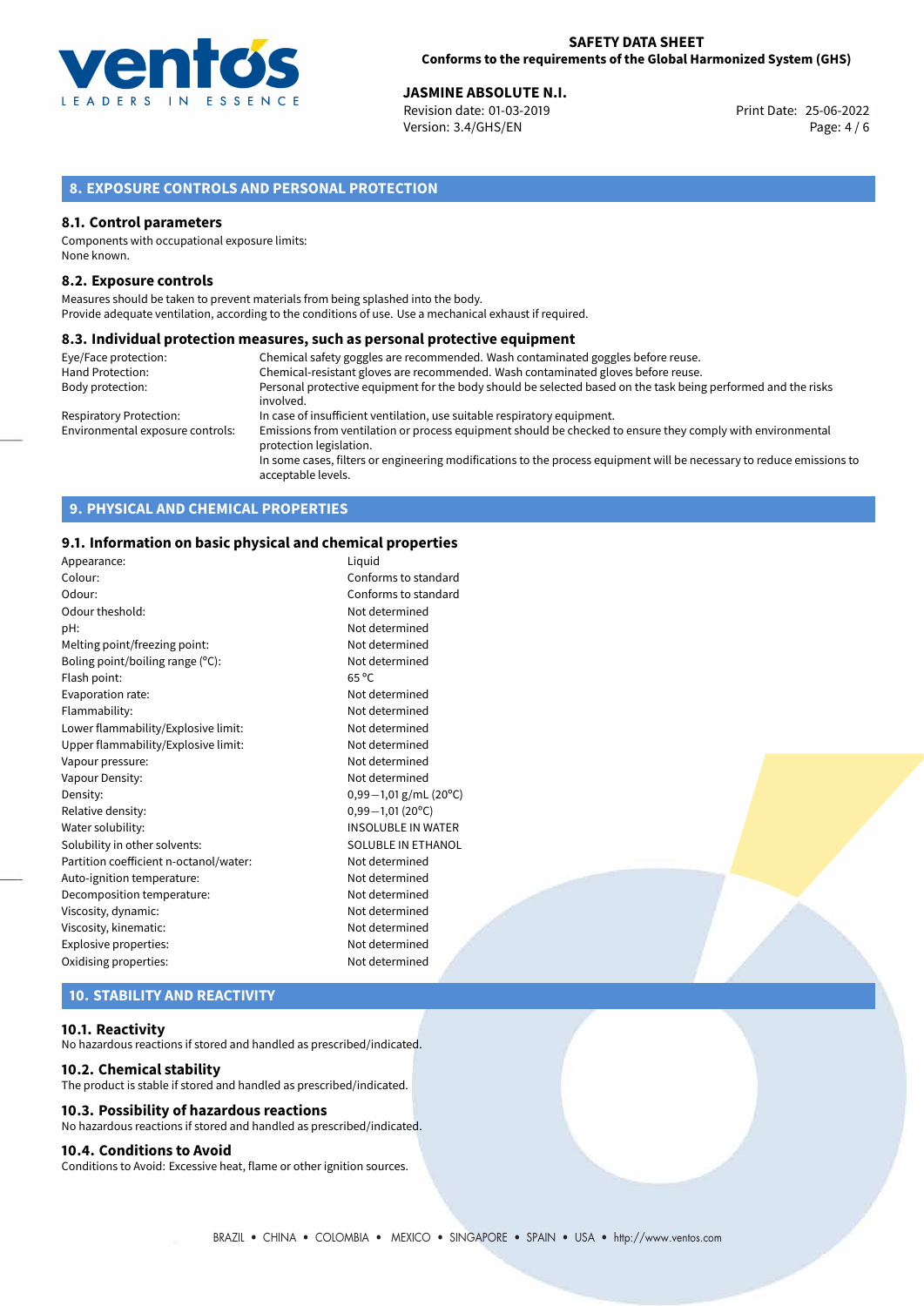## 8. EXPOSURE CONTROLS AND PERSONAL PROTECTION

### 8.1. Control parameters

Components with occupational exposure limits:
None known.

### 8.2. Exposure controls

Measures should be taken to prevent materials from being splashed into the body.
Provide adequate ventilation, according to the conditions of use. Use a mechanical exhaust if required.

### 8.3. Individual protection measures, such as personal protective equipment

| | |
|---|---|
| Eye/Face protection: | Chemical safety goggles are recommended. Wash contaminated goggles before reuse. |
| Hand Protection: | Chemical-resistant gloves are recommended. Wash contaminated gloves before reuse. |
| Body protection: | Personal protective equipment for the body should be selected based on the task being performed and the risks involved. |
| Respiratory Protection: | In case of insufficient ventilation, use suitable respiratory equipment. |
| Environmental exposure controls: | Emissions from ventilation or process equipment should be checked to ensure they comply with environmental protection legislation. In some cases, filters or engineering modifications to the process equipment will be necessary to reduce emissions to acceptable levels. |

## 9. PHYSICAL AND CHEMICAL PROPERTIES

### 9.1. Information on basic physical and chemical properties

| | |
|---|---|
| Appearance: | Liquid |
| Colour: | Conforms to standard |
| Odour: | Conforms to standard |
| Odour theshold: | Not determined |
| pH: | Not determined |
| Melting point/freezing point: | Not determined |
| Boling point/boiling range (°C): | Not determined |
| Flash point: | 65 °C |
| Evaporation rate: | Not determined |
| Flammability: | Not determined |
| Lower flammability/Explosive limit: | Not determined |
| Upper flammability/Explosive limit: | Not determined |
| Vapour pressure: | Not determined |
| Vapour Density: | Not determined |
| Density: | 0,99−1,01 g/mL (20°C) |
| Relative density: | 0,99−1,01 (20°C) |
| Water solubility: | INSOLUBLE IN WATER |
| Solubility in other solvents: | SOLUBLE IN ETHANOL |
| Partition coefficient n-octanol/water: | Not determined |
| Auto-ignition temperature: | Not determined |
| Decomposition temperature: | Not determined |
| Viscosity, dynamic: | Not determined |
| Viscosity, kinematic: | Not determined |
| Explosive properties: | Not determined |
| Oxidising properties: | Not determined |

## 10. STABILITY AND REACTIVITY

### 10.1. Reactivity

No hazardous reactions if stored and handled as prescribed/indicated.

### 10.2. Chemical stability

The product is stable if stored and handled as prescribed/indicated.

### 10.3. Possibility of hazardous reactions

No hazardous reactions if stored and handled as prescribed/indicated.

### 10.4. Conditions to Avoid

Conditions to Avoid: Excessive heat, flame or other ignition sources.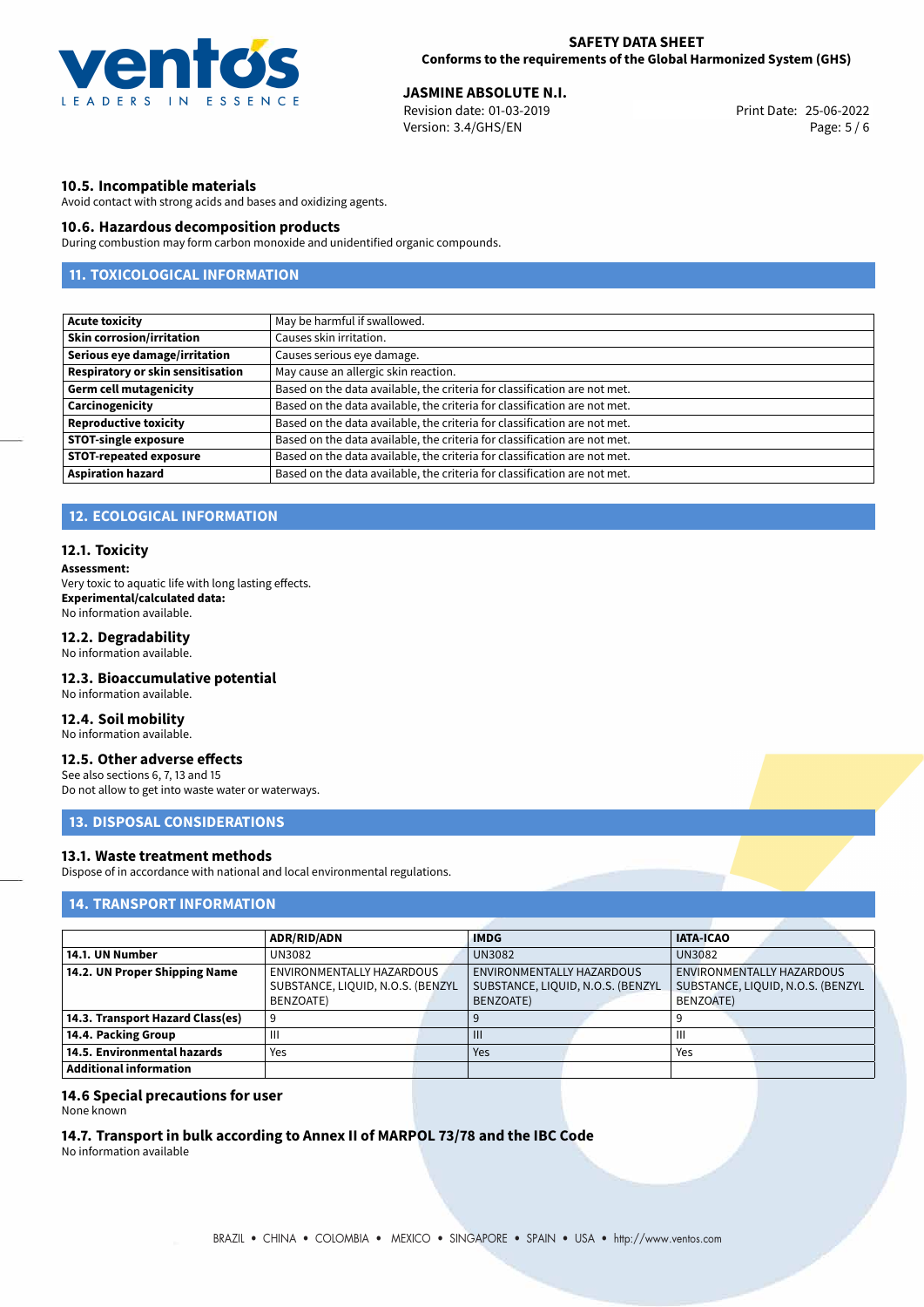### 10.5. Incompatible materials

Avoid contact with strong acids and bases and oxidizing agents.

### 10.6. Hazardous decomposition products

During combustion may form carbon monoxide and unidentified organic compounds.

## 11. TOXICOLOGICAL INFORMATION

| | |
|---|---|
| **Acute toxicity** | May be harmful if swallowed. |
| **Skin corrosion/irritation** | Causes skin irritation. |
| **Serious eye damage/irritation** | Causes serious eye damage. |
| **Respiratory or skin sensitisation** | May cause an allergic skin reaction. |
| **Germ cell mutagenicity** | Based on the data available, the criteria for classification are not met. |
| **Carcinogenicity** | Based on the data available, the criteria for classification are not met. |
| **Reproductive toxicity** | Based on the data available, the criteria for classification are not met. |
| **STOT-single exposure** | Based on the data available, the criteria for classification are not met. |
| **STOT-repeated exposure** | Based on the data available, the criteria for classification are not met. |
| **Aspiration hazard** | Based on the data available, the criteria for classification are not met. |

## 12. ECOLOGICAL INFORMATION

### 12.1. Toxicity

**Assessment:**
Very toxic to aquatic life with long lasting effects.
**Experimental/calculated data:**
No information available.

### 12.2. Degradability

No information available.

### 12.3. Bioaccumulative potential

No information available.

### 12.4. Soil mobility

No information available.

### 12.5. Other adverse effects

See also sections 6, 7, 13 and 15
Do not allow to get into waste water or waterways.

## 13. DISPOSAL CONSIDERATIONS

### 13.1. Waste treatment methods

Dispose of in accordance with national and local environmental regulations.

## 14. TRANSPORT INFORMATION

| | ADR/RID/ADN | IMDG | IATA-ICAO |
|---|---|---|---|
| **14.1. UN Number** | UN3082 | UN3082 | UN3082 |
| **14.2. UN Proper Shipping Name** | ENVIRONMENTALLY HAZARDOUS SUBSTANCE, LIQUID, N.O.S. (BENZYL BENZOATE) | ENVIRONMENTALLY HAZARDOUS SUBSTANCE, LIQUID, N.O.S. (BENZYL BENZOATE) | ENVIRONMENTALLY HAZARDOUS SUBSTANCE, LIQUID, N.O.S. (BENZYL BENZOATE) |
| **14.3. Transport Hazard Class(es)** | 9 | 9 | 9 |
| **14.4. Packing Group** | III | III | III |
| **14.5. Environmental hazards** | Yes | Yes | Yes |
| **Additional information** | | | |

### 14.6 Special precautions for user

None known

### 14.7. Transport in bulk according to Annex II of MARPOL 73/78 and the IBC Code

No information available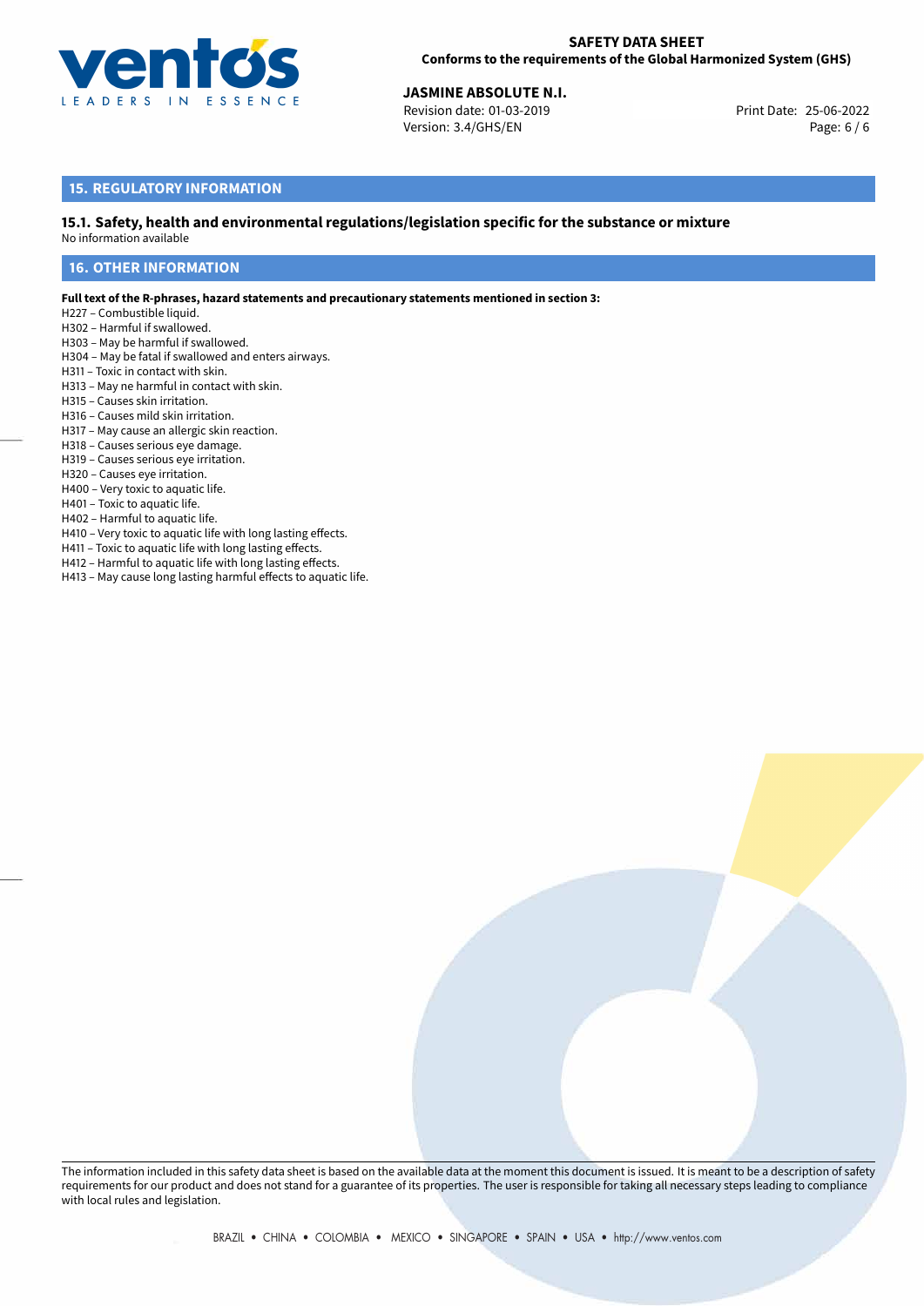## 15. REGULATORY INFORMATION

### 15.1. Safety, health and environmental regulations/legislation specific for the substance or mixture

No information available

## 16. OTHER INFORMATION

**Full text of the R-phrases, hazard statements and precautionary statements mentioned in section 3:**

H227 – Combustible liquid.
H302 – Harmful if swallowed.
H303 – May be harmful if swallowed.
H304 – May be fatal if swallowed and enters airways.
H311 – Toxic in contact with skin.
H313 – May ne harmful in contact with skin.
H315 – Causes skin irritation.
H316 – Causes mild skin irritation.
H317 – May cause an allergic skin reaction.
H318 – Causes serious eye damage.
H319 – Causes serious eye irritation.
H320 – Causes eye irritation.
H400 – Very toxic to aquatic life.
H401 – Toxic to aquatic life.
H402 – Harmful to aquatic life.
H410 – Very toxic to aquatic life with long lasting effects.
H411 – Toxic to aquatic life with long lasting effects.
H412 – Harmful to aquatic life with long lasting effects.
H413 – May cause long lasting harmful effects to aquatic life.

The information included in this safety data sheet is based on the available data at the moment this document is issued. It is meant to be a description of safety requirements for our product and does not stand for a guarantee of its properties. The user is responsible for taking all necessary steps leading to compliance with local rules and legislation.